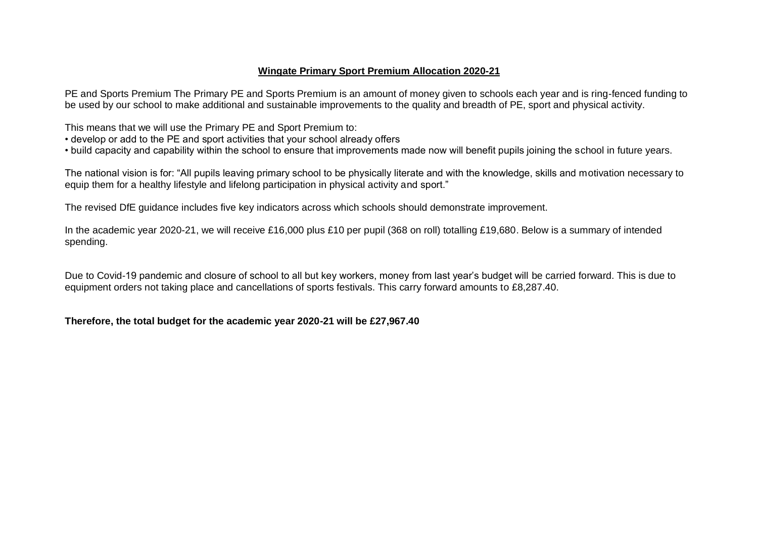# <u>Wingate Primary Sport Premium Allocation 2020-21</u>

PE and Sports Premium The Primary PE and Sports Premium is an amount of money given to schools each year and is ring-fenced funding to be used by our school to make additional and sustainable improvements to the quality and breadth of PE, sport and physical activity.

This means that we will use the Primary PE and Sport Premium to:

- develop or add to the PE and sport activities that your school already offers
- build capacity and capability within the school to ensure that improvements made now will benefit pupils joining the school in future years.

The national vision is for: "All pupils leaving primary school to be physically literate and with the knowledge, skills and motivation necessary to equip them for a healthy lifestyle and lifelong participation in physical activity and sport."

The revised DfE guidance includes five key indicators across which schools should demonstrate improvement.

In the academic year 2020-21, we will receive £16,000 plus £10 per pupil (368 on roll) totalling £19,680. Below is a summary of intended spending.

Due to Covid-19 pandemic and closure of school to all but key workers, money from last year's budget will be carried forward. This is due to equipment orders not taking place and cancellations of sports festivals. This carry forward amounts to £8,287.40.

**Therefore, the total budget for the academic year 2020-21 will be £27,967.40**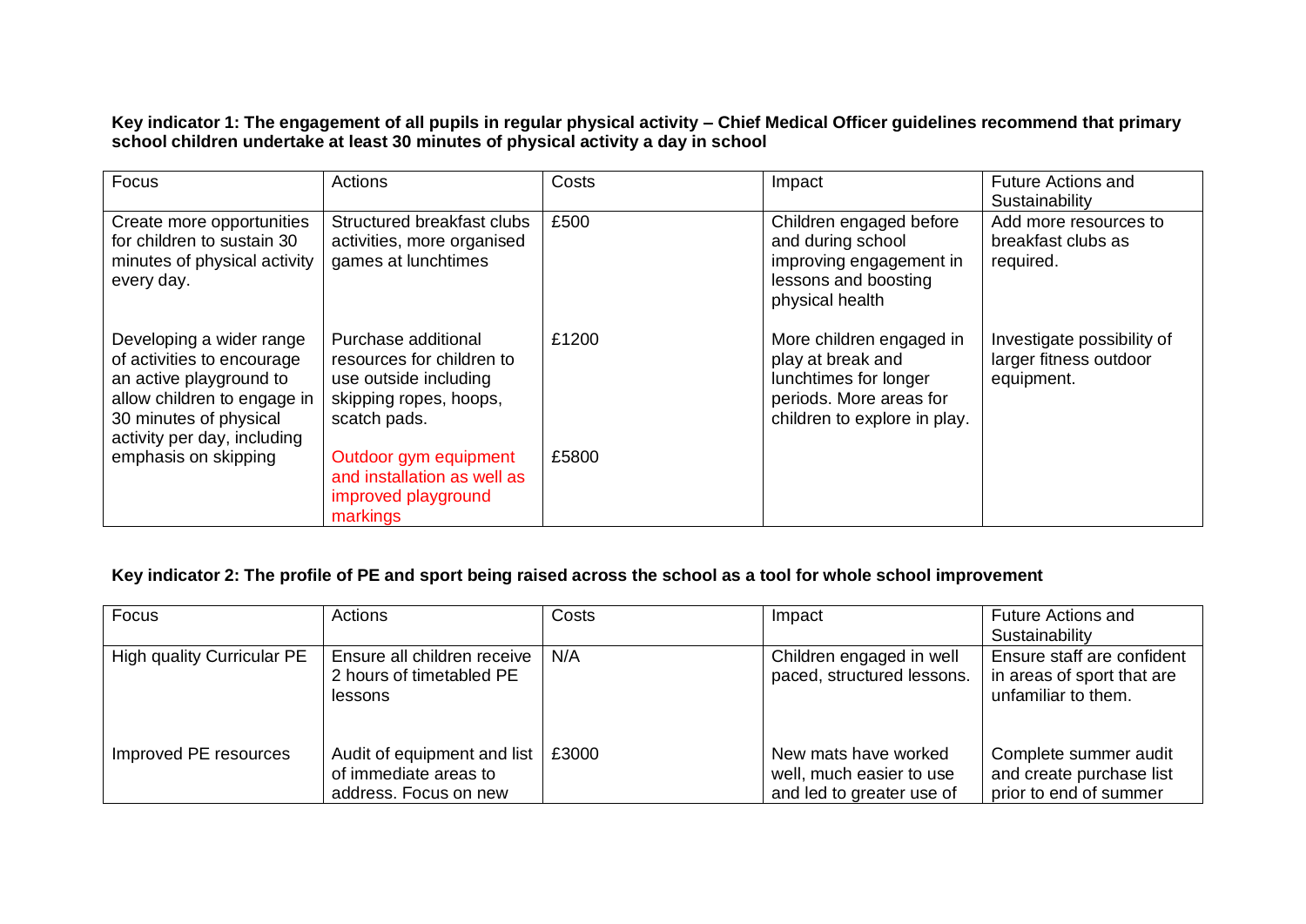**Key indicator 1: The engagement of all pupils in regular physical activity – Chief Medical Officer guidelines recommend that primary school children undertake at least 30 minutes of physical activity a day in school**

| Focus | Actions | Costs | Impact | Future Actions and Sustainability |
|---|---|---|---|---|
| Create more opportunities for children to sustain 30 minutes of physical activity every day. | Structured breakfast clubs activities, more organised games at lunchtimes | £500 | Children engaged before and during school improving engagement in lessons and boosting physical health | Add more resources to breakfast clubs as required. |
| Developing a wider range of activities to encourage an active playground to allow children to engage in 30 minutes of physical activity per day, including emphasis on skipping | Purchase additional resources for children to use outside including skipping ropes, hoops, scatch pads.<br><br>Outdoor gym equipment and installation as well as improved playground markings | £1200<br><br>£5800 | More children engaged in play at break and lunchtimes for longer periods. More areas for children to explore in play. | Investigate possibility of larger fitness outdoor equipment. |

**Key indicator 2: The profile of PE and sport being raised across the school as a tool for whole school improvement**

| Focus | Actions | Costs | Impact | Future Actions and Sustainability |
|---|---|---|---|---|
| High quality Curricular PE | Ensure all children receive 2 hours of timetabled PE lessons | N/A | Children engaged in well paced, structured lessons. | Ensure staff are confident in areas of sport that are unfamiliar to them. |
| Improved PE resources | Audit of equipment and list of immediate areas to address. Focus on new | £3000 | New mats have worked well, much easier to use and led to greater use of | Complete summer audit and create purchase list prior to end of summer |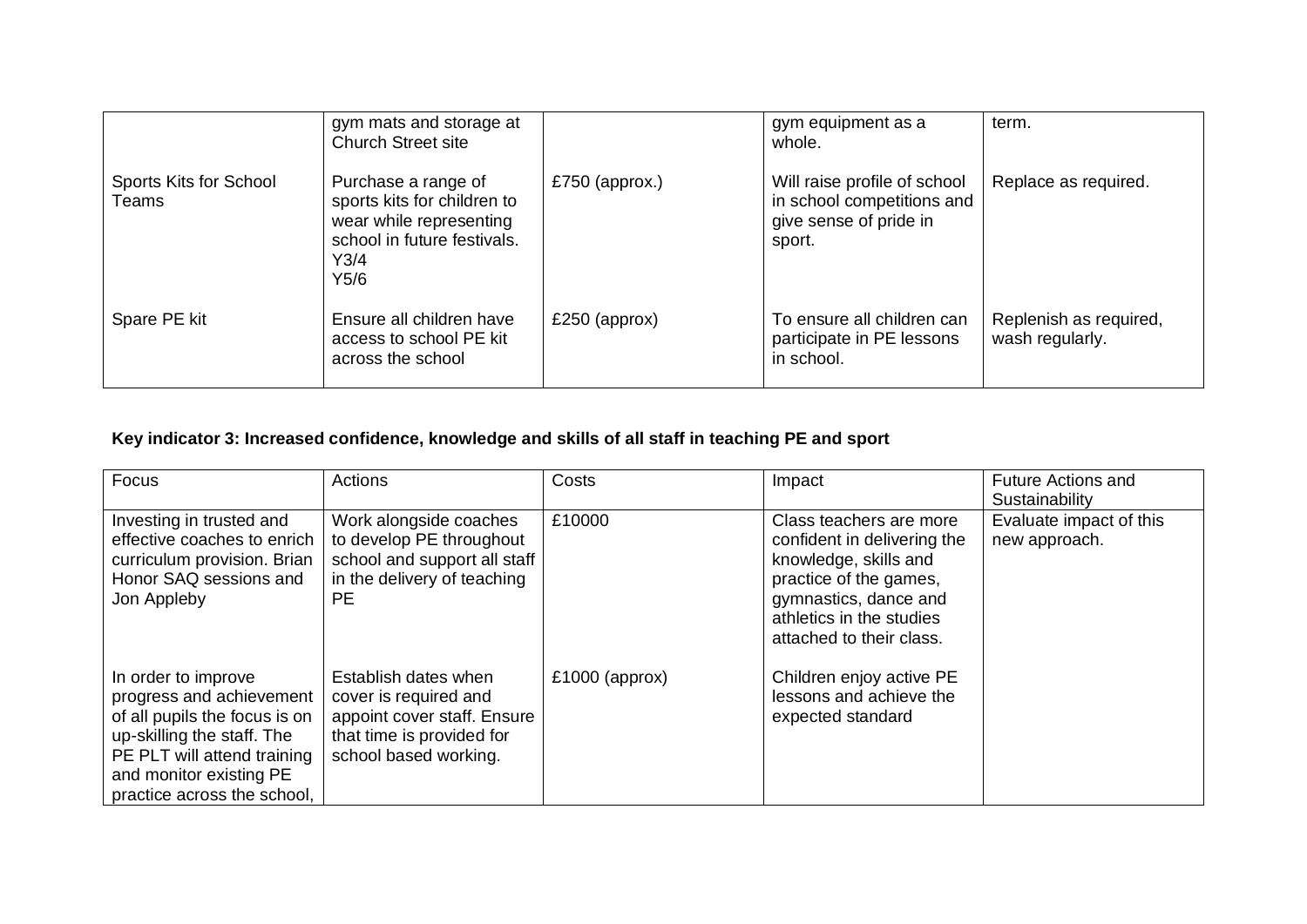| | gym mats and storage at Church Street site | | gym equipment as a whole. | term. |
|---|---|---|---|---|
| Sports Kits for School Teams | Purchase a range of sports kits for children to wear while representing school in future festivals. Y3/4 Y5/6 | £750 (approx.) | Will raise profile of school in school competitions and give sense of pride in sport. | Replace as required. |
| Spare PE kit | Ensure all children have access to school PE kit across the school | £250 (approx) | To ensure all children can participate in PE lessons in school. | Replenish as required, wash regularly. |

**Key indicator 3: Increased confidence, knowledge and skills of all staff in teaching PE and sport**

| Focus | Actions | Costs | Impact | Future Actions and Sustainability |
|---|---|---|---|---|
| Investing in trusted and effective coaches to enrich curriculum provision. Brian Honor SAQ sessions and Jon Appleby | Work alongside coaches to develop PE throughout school and support all staff in the delivery of teaching PE | £10000 | Class teachers are more confident in delivering the knowledge, skills and practice of the games, gymnastics, dance and athletics in the studies attached to their class. | Evaluate impact of this new approach. |
| In order to improve progress and achievement of all pupils the focus is on up-skilling the staff. The PE PLT will attend training and monitor existing PE practice across the school, | Establish dates when cover is required and appoint cover staff. Ensure that time is provided for school based working. | £1000 (approx) | Children enjoy active PE lessons and achieve the expected standard | |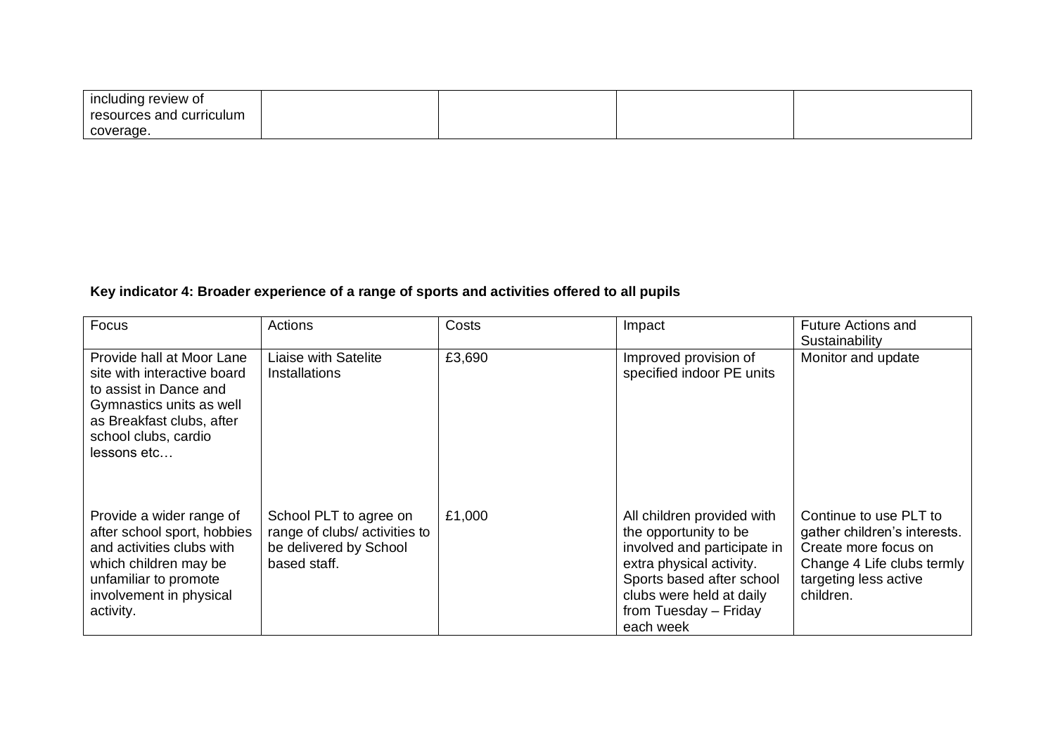| including review of resources and curriculum coverage. | | | | |
|---|---|---|---|---|

**Key indicator 4: Broader experience of a range of sports and activities offered to all pupils**

| Focus | Actions | Costs | Impact | Future Actions and Sustainability |
|---|---|---|---|---|
| Provide hall at Moor Lane site with interactive board to assist in Dance and Gymnastics units as well as Breakfast clubs, after school clubs, cardio lessons etc… | Liaise with Satelite Installations | £3,690 | Improved provision of specified indoor PE units | Monitor and update |
| Provide a wider range of after school sport, hobbies and activities clubs with which children may be unfamiliar to promote involvement in physical activity. | School PLT to agree on range of clubs/ activities to be delivered by School based staff. | £1,000 | All children provided with the opportunity to be involved and participate in extra physical activity. Sports based after school clubs were held at daily from Tuesday – Friday each week | Continue to use PLT to gather children's interests. Create more focus on Change 4 Life clubs termly targeting less active children. |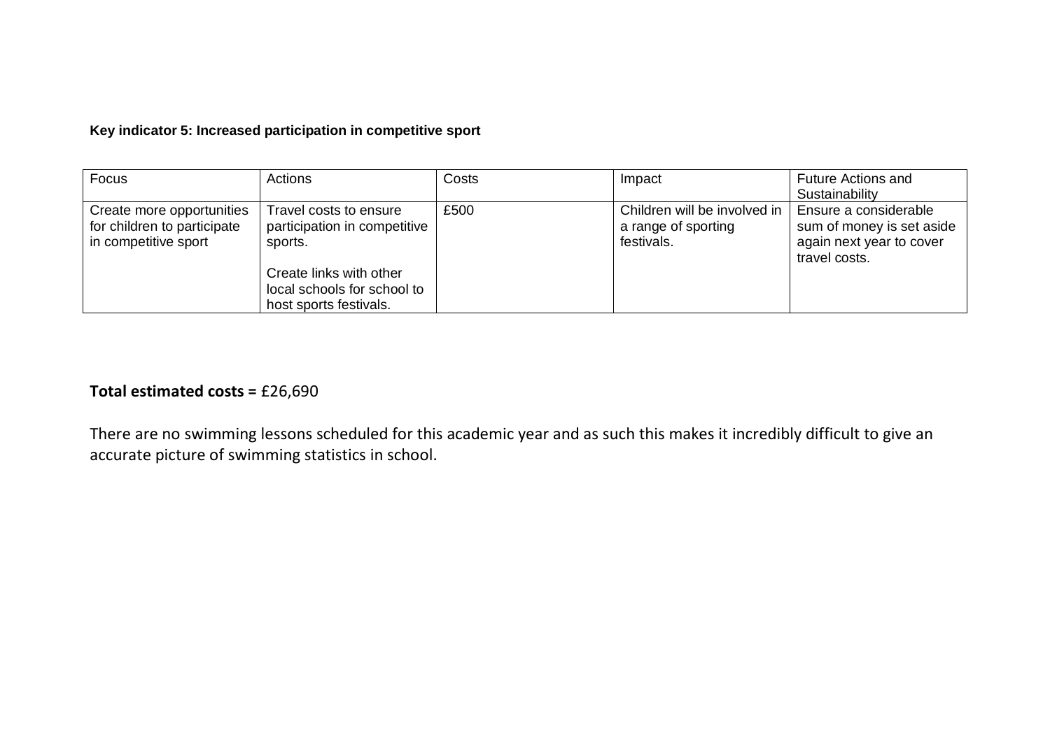**Key indicator 5: Increased participation in competitive sport**

| Focus | Actions | Costs | Impact | Future Actions and Sustainability |
| --- | --- | --- | --- | --- |
| Create more opportunities for children to participate in competitive sport | Travel costs to ensure participation in competitive sports.<br><br>Create links with other local schools for school to host sports festivals. | £500 | Children will be involved in a range of sporting festivals. | Ensure a considerable sum of money is set aside again next year to cover travel costs. |

**Total estimated costs =** £26,690

There are no swimming lessons scheduled for this academic year and as such this makes it incredibly difficult to give an accurate picture of swimming statistics in school.